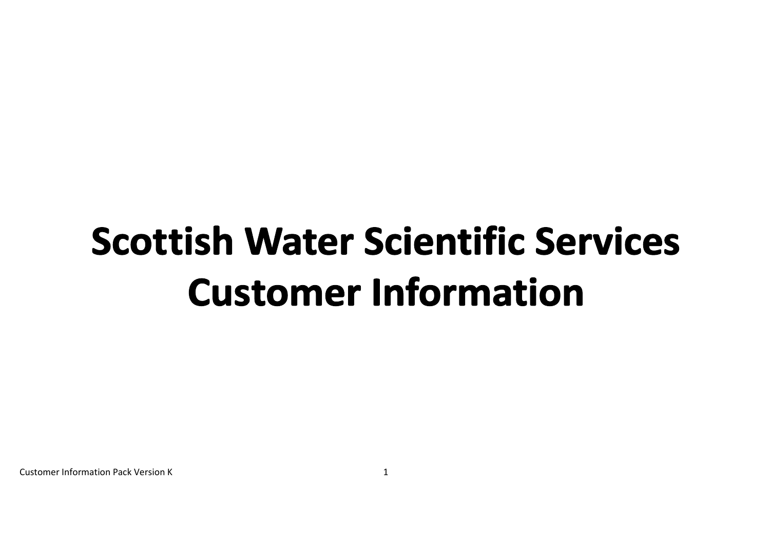# Scottish Water Scientific Services Customer Information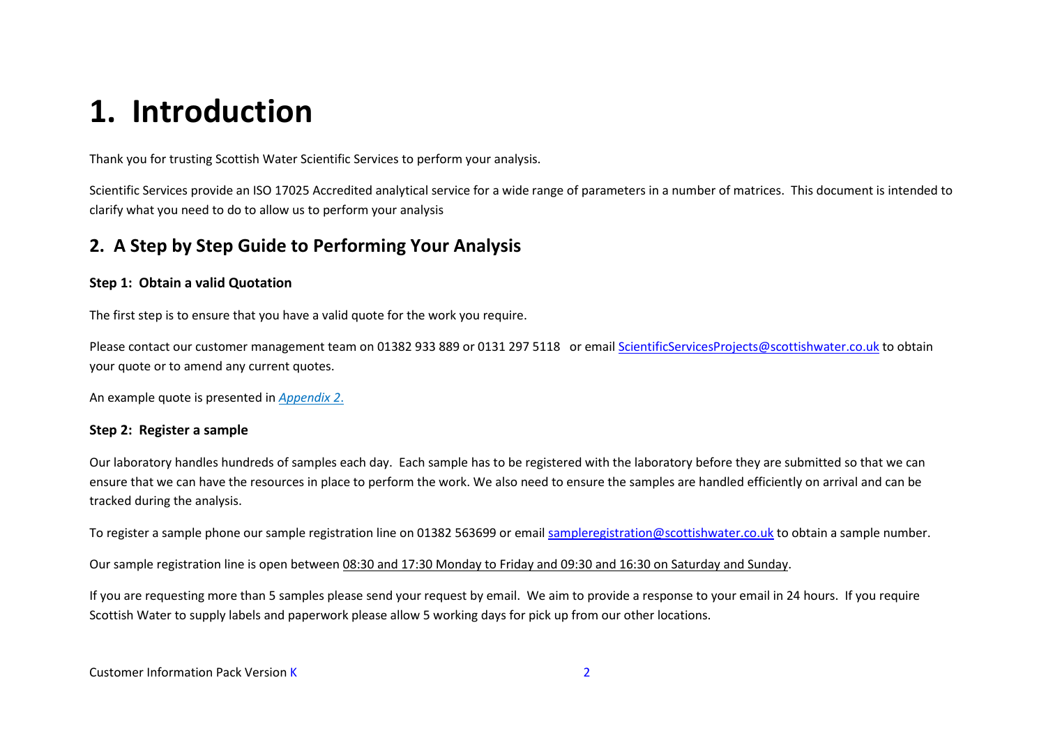# 1. Introduction

Thank you for trusting Scottish Water Scientific Services to perform your analysis.

Scientific Services provide an ISO 17025 Accredited analytical service for a wide range of parameters in a number of matrices. This document is intended to clarify what you need to do to allow us to perform your analysis

## 2. A Step by Step Guide to Performing Your Analysis

### Step 1: Obtain a valid Quotation

The first step is to ensure that you have a valid quote for the work you require.

Please contact our customer management team on 01382 933 889 or 0131 297 5118 or email ScientificServicesProjects@scottishwater.co.uk to obtain your quote or to amend any current quotes.

An example quote is presented in *Appendix 2*.

### Step 2: Register a sample

Our laboratory handles hundreds of samples each day. Each sample has to be registered with the laboratory before they are submitted so that we can ensure that we can have the resources in place to perform the work. We also need to ensure the samples are handled efficiently on arrival and can be tracked during the analysis.

To register a sample phone our sample registration line on 01382 563699 or email sampleregistration@scottishwater.co.uk to obtain a sample number.

Our sample registration line is open between 08:30 and 17:30 Monday to Friday and 09:30 and 16:30 on Saturday and Sunday.

If you are requesting more than 5 samples please send your request by email. We aim to provide a response to your email in 24 hours. If you require Scottish Water to supply labels and paperwork please allow 5 working days for pick up from our other locations.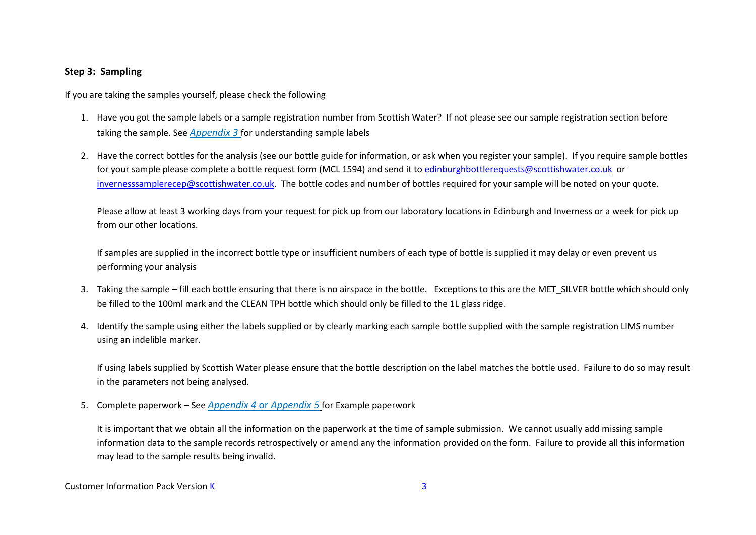**Step 3: Sampling**

If you are taking the samples yourself, please check the following

1. Have you got the sample labels or a sample registration number from Scottish Water? If not please see our sample registration section before taking the sample. See *Appendix 3* for understanding sample labels

2. Have the correct bottles for the analysis (see our bottle guide for information, or ask when you register your sample). If you require sample bottles for your sample please complete a bottle request form (MCL 1594) and send it to edinburghbottlerequests@scottishwater.co.uk or invernesssamplerecep@scottishwater.co.uk. The bottle codes and number of bottles required for your sample will be noted on your quote.

   Please allow at least 3 working days from your request for pick up from our laboratory locations in Edinburgh and Inverness or a week for pick up from our other locations.

   If samples are supplied in the incorrect bottle type or insufficient numbers of each type of bottle is supplied it may delay or even prevent us performing your analysis

3. Taking the sample – fill each bottle ensuring that there is no airspace in the bottle. Exceptions to this are the MET_SILVER bottle which should only be filled to the 100ml mark and the CLEAN TPH bottle which should only be filled to the 1L glass ridge.

4. Identify the sample using either the labels supplied or by clearly marking each sample bottle supplied with the sample registration LIMS number using an indelible marker.

   If using labels supplied by Scottish Water please ensure that the bottle description on the label matches the bottle used. Failure to do so may result in the parameters not being analysed.

5. Complete paperwork – See *Appendix 4* or *Appendix 5* for Example paperwork

   It is important that we obtain all the information on the paperwork at the time of sample submission. We cannot usually add missing sample information data to the sample records retrospectively or amend any the information provided on the form. Failure to provide all this information may lead to the sample results being invalid.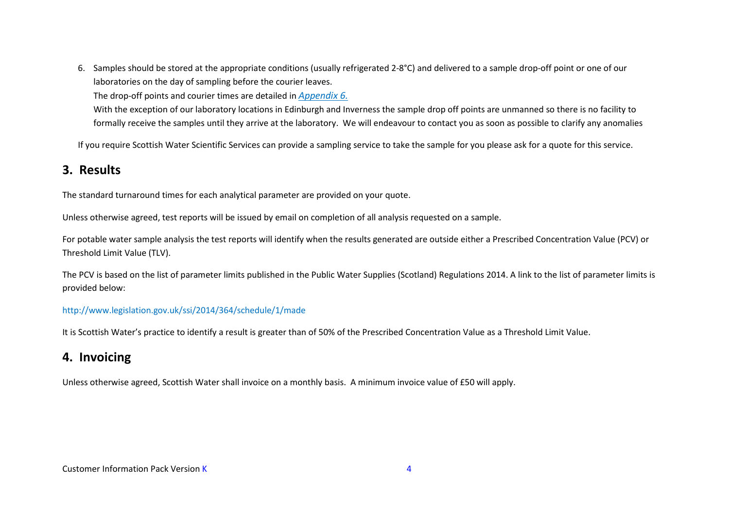6. Samples should be stored at the appropriate conditions (usually refrigerated 2-8°C) and delivered to a sample drop-off point or one of our laboratories on the day of sampling before the courier leaves.
   The drop-off points and courier times are detailed in *Appendix 6.*
   With the exception of our laboratory locations in Edinburgh and Inverness the sample drop off points are unmanned so there is no facility to formally receive the samples until they arrive at the laboratory. We will endeavour to contact you as soon as possible to clarify any anomalies

If you require Scottish Water Scientific Services can provide a sampling service to take the sample for you please ask for a quote for this service.

## 3. Results

The standard turnaround times for each analytical parameter are provided on your quote.

Unless otherwise agreed, test reports will be issued by email on completion of all analysis requested on a sample.

For potable water sample analysis the test reports will identify when the results generated are outside either a Prescribed Concentration Value (PCV) or Threshold Limit Value (TLV).

The PCV is based on the list of parameter limits published in the Public Water Supplies (Scotland) Regulations 2014. A link to the list of parameter limits is provided below:

http://www.legislation.gov.uk/ssi/2014/364/schedule/1/made

It is Scottish Water's practice to identify a result is greater than of 50% of the Prescribed Concentration Value as a Threshold Limit Value.

## 4. Invoicing

Unless otherwise agreed, Scottish Water shall invoice on a monthly basis. A minimum invoice value of £50 will apply.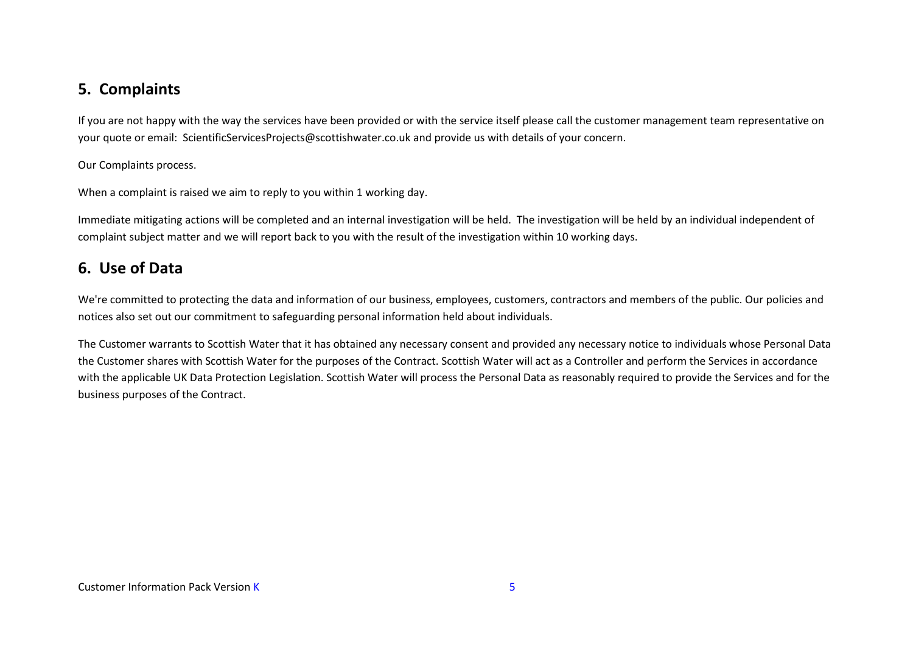## 5. Complaints

If you are not happy with the way the services have been provided or with the service itself please call the customer management team representative on your quote or email: ScientificServicesProjects@scottishwater.co.uk and provide us with details of your concern.

Our Complaints process.

When a complaint is raised we aim to reply to you within 1 working day.

Immediate mitigating actions will be completed and an internal investigation will be held. The investigation will be held by an individual independent of complaint subject matter and we will report back to you with the result of the investigation within 10 working days.

## 6. Use of Data

We're committed to protecting the data and information of our business, employees, customers, contractors and members of the public. Our policies and notices also set out our commitment to safeguarding personal information held about individuals.

The Customer warrants to Scottish Water that it has obtained any necessary consent and provided any necessary notice to individuals whose Personal Data the Customer shares with Scottish Water for the purposes of the Contract. Scottish Water will act as a Controller and perform the Services in accordance with the applicable UK Data Protection Legislation. Scottish Water will process the Personal Data as reasonably required to provide the Services and for the business purposes of the Contract.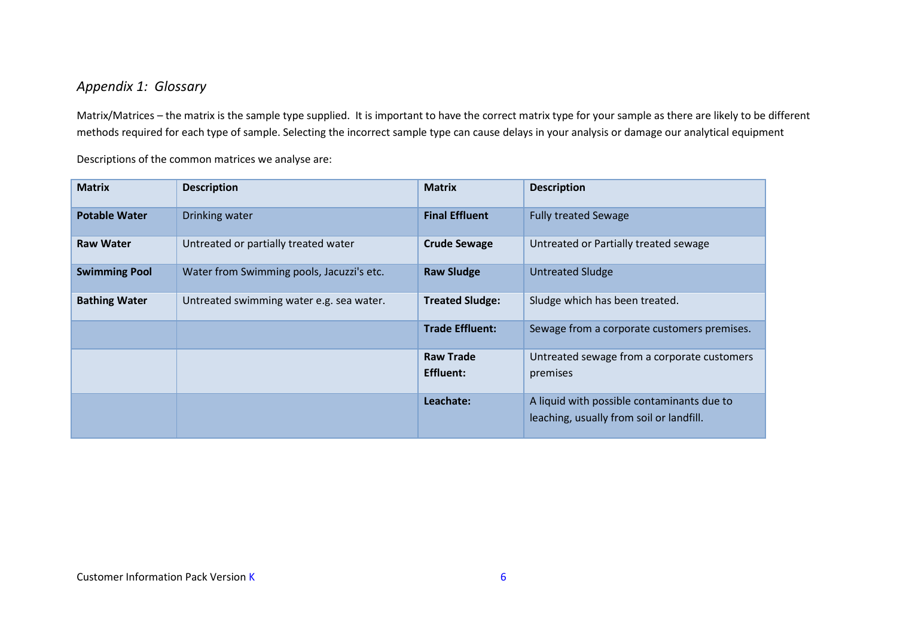## *Appendix 1: Glossary*

Matrix/Matrices – the matrix is the sample type supplied. It is important to have the correct matrix type for your sample as there are likely to be different methods required for each type of sample. Selecting the incorrect sample type can cause delays in your analysis or damage our analytical equipment

Descriptions of the common matrices we analyse are:

| **Matrix** | **Description** | **Matrix** | **Description** |
|---|---|---|---|
| **Potable Water** | Drinking water | **Final Effluent** | Fully treated Sewage |
| **Raw Water** | Untreated or partially treated water | **Crude Sewage** | Untreated or Partially treated sewage |
| **Swimming Pool** | Water from Swimming pools, Jacuzzi's etc. | **Raw Sludge** | Untreated Sludge |
| **Bathing Water** | Untreated swimming water e.g. sea water. | **Treated Sludge:** | Sludge which has been treated. |
| | | **Trade Effluent:** | Sewage from a corporate customers premises. |
| | | **Raw Trade Effluent:** | Untreated sewage from a corporate customers premises |
| | | **Leachate:** | A liquid with possible contaminants due to leaching, usually from soil or landfill. |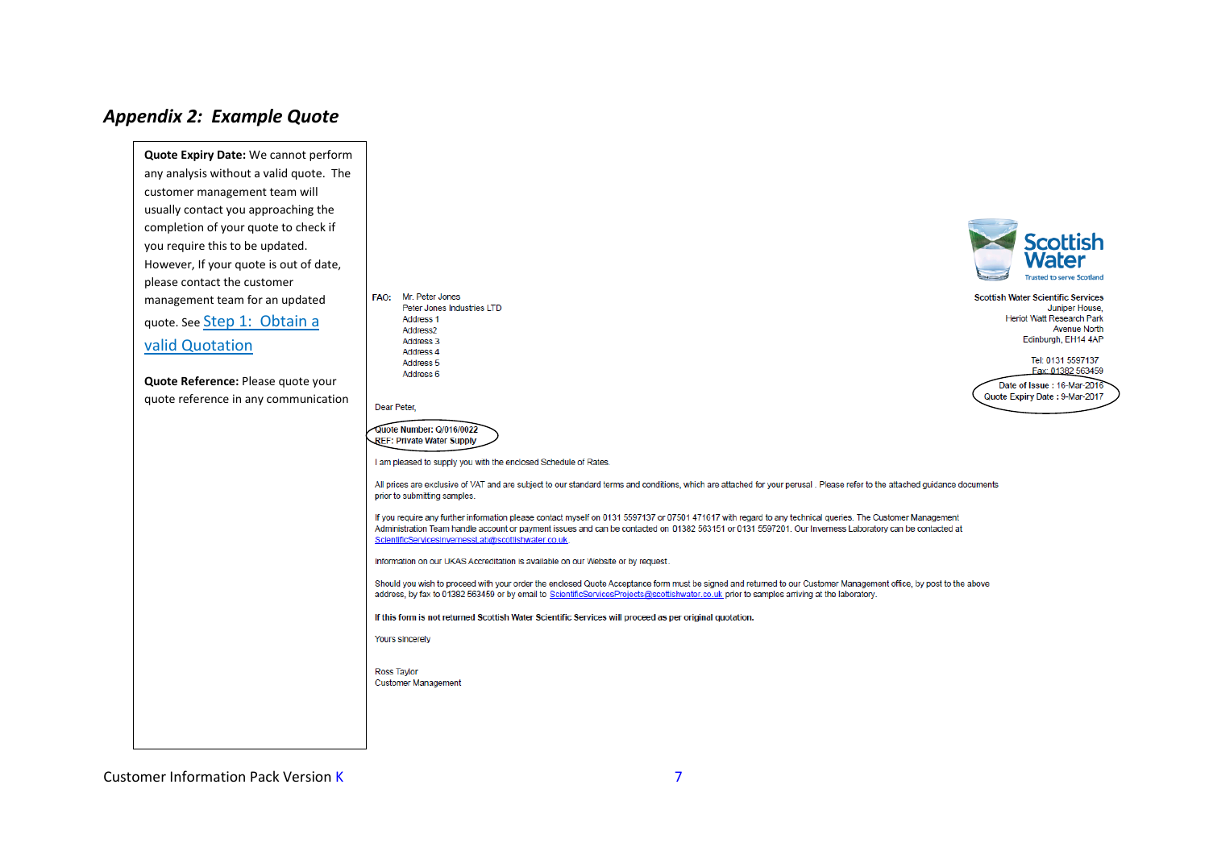## *Appendix 2: Example Quote*

**Quote Expiry Date:** We cannot perform any analysis without a valid quote. The customer management team will usually contact you approaching the completion of your quote to check if you require this to be updated. However, If your quote is out of date, please contact the customer management team for an updated quote. See Step 1: Obtain a valid Quotation

**Quote Reference:** Please quote your quote reference in any communication

Scottish Water
Trusted to serve Scotland

**Scottish Water Scientific Services**
Juniper House,
Heriot Watt Research Park
Avenue North
Edinburgh, EH14 4AP

Tel: 0131 5597137
Fax: 01382 563459

Date of Issue : 16-Mar-2016
Quote Expiry Date : 9-Mar-2017

**FAO:** Mr. Peter Jones
Peter Jones Industries LTD
Address 1
Address2
Address 3
Address 4
Address 5
Address 6

Dear Peter,

**Quote Number: Q/016/0022**
**REF: Private Water Supply**

I am pleased to supply you with the enclosed Schedule of Rates.

All prices are exclusive of VAT and are subject to our standard terms and conditions, which are attached for your perusal . Please refer to the attached guidance documents prior to submitting samples.

If you require any further information please contact myself on 0131 5597137 or 07501 471617 with regard to any technical queries. The Customer Management Administration Team handle account or payment issues and can be contacted on 01382 563151 or 0131 5597201. Our Inverness Laboratory can be contacted at ScientificServicesInvernessLab@scottishwater.co.uk.

Information on our UKAS Accreditation is available on our Website or by request.

Should you wish to proceed with your order the enclosed Quote Acceptance form must be signed and returned to our Customer Management office, by post to the above address, by fax to 01382 563459 or by email to ScientificServicesProjects@scottishwater.co.uk prior to samples arriving at the laboratory.

**If this form is not returned Scottish Water Scientific Services will proceed as per original quotation.**

Yours sincerely

Ross Taylor
Customer Management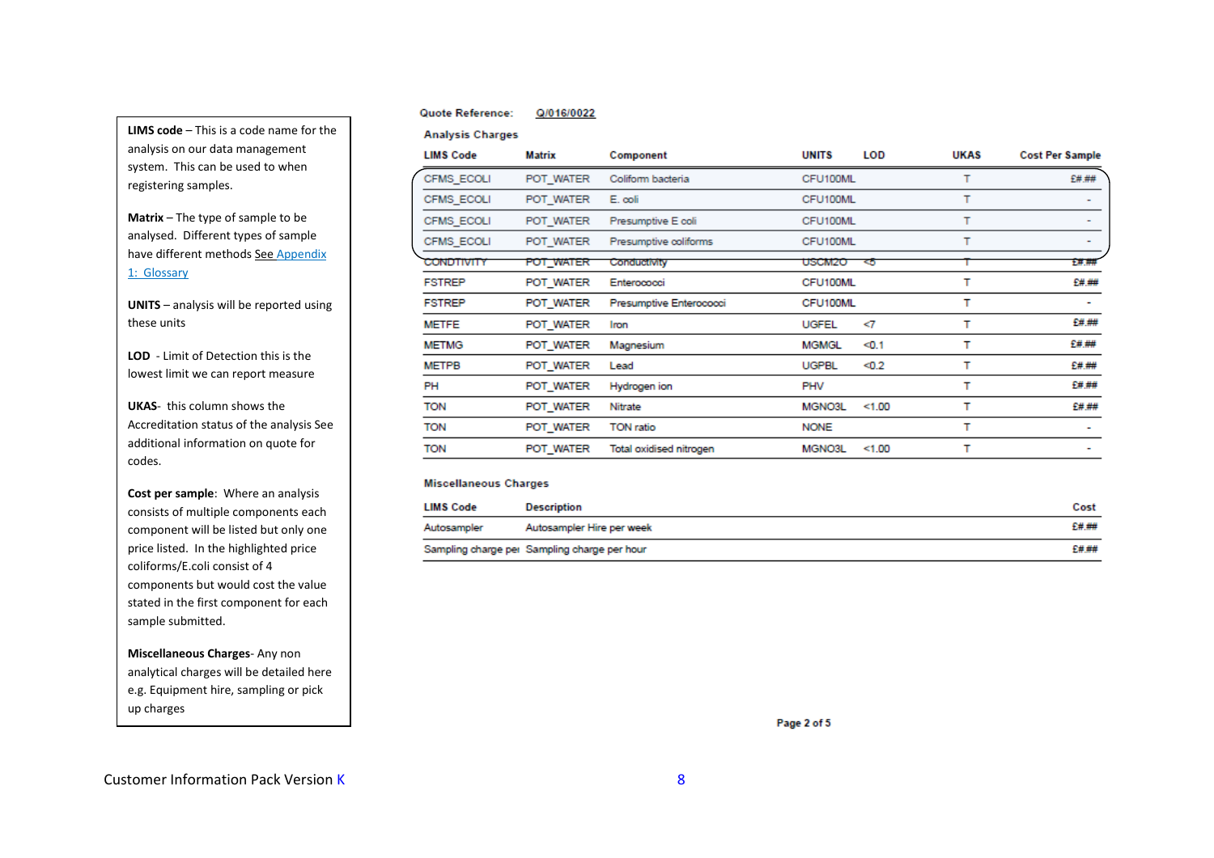**LIMS code** – This is a code name for the analysis on our data management system. This can be used to when registering samples.

**Matrix** – The type of sample to be analysed. Different types of sample have different methods See Appendix 1: Glossary

**UNITS** – analysis will be reported using these units

**LOD** - Limit of Detection this is the lowest limit we can report measure

**UKAS**- this column shows the Accreditation status of the analysis See additional information on quote for codes.

**Cost per sample**: Where an analysis consists of multiple components each component will be listed but only one price listed. In the highlighted price coliforms/E.coli consist of 4 components but would cost the value stated in the first component for each sample submitted.

**Miscellaneous Charges**- Any non analytical charges will be detailed here e.g. Equipment hire, sampling or pick up charges

**Quote Reference:** Q/016/0022

**Analysis Charges**

| LIMS Code | Matrix | Component | UNITS | LOD | UKAS | Cost Per Sample |
|---|---|---|---|---|---|---|
| CFMS_ECOLI | POT_WATER | Coliform bacteria | CFU100ML | | T | £#.## |
| CFMS_ECOLI | POT_WATER | E. coli | CFU100ML | | T | - |
| CFMS_ECOLI | POT_WATER | Presumptive E coli | CFU100ML | | T | - |
| CFMS_ECOLI | POT_WATER | Presumptive coliforms | CFU100ML | | T | - |
| CONDTIVITY | POT_WATER | Conductivity | USCM20 | <5 | T | £#.## |
| FSTREP | POT_WATER | Enterococci | CFU100ML | | T | £#.## |
| FSTREP | POT_WATER | Presumptive Enterococci | CFU100ML | | T | - |
| METFE | POT_WATER | Iron | UGFEL | <7 | T | £#.## |
| METMG | POT_WATER | Magnesium | MGMGL | <0.1 | T | £#.## |
| METPB | POT_WATER | Lead | UGPBL | <0.2 | T | £#.## |
| PH | POT_WATER | Hydrogen ion | PHV | | T | £#.## |
| TON | POT_WATER | Nitrate | MGNO3L | <1.00 | T | £#.## |
| TON | POT_WATER | TON ratio | NONE | | T | - |
| TON | POT_WATER | Total oxidised nitrogen | MGNO3L | <1.00 | T | - |

**Miscellaneous Charges**

| LIMS Code | Description | Cost |
|---|---|---|
| Autosampler | Autosampler Hire per week | £#.## |
| Sampling charge pei | Sampling charge per hour | £#.## |

Customer Information Pack Version K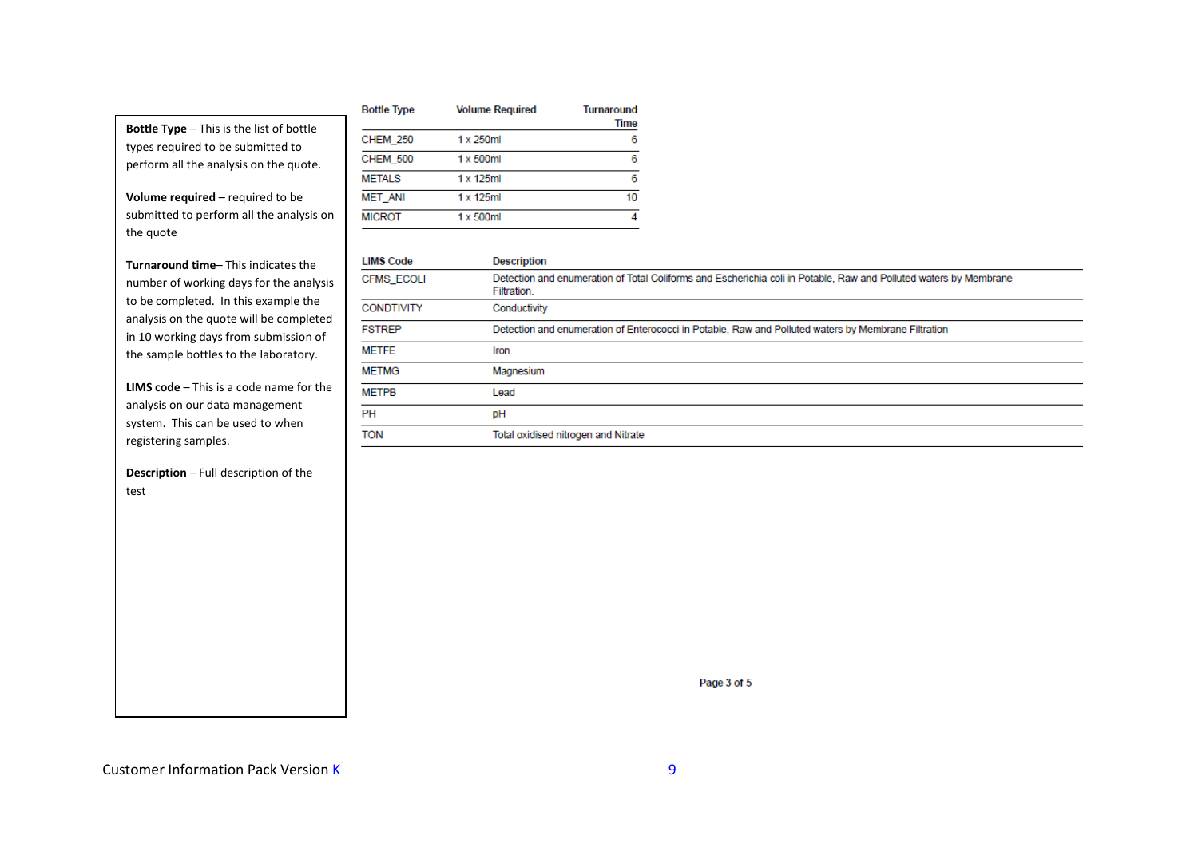**Bottle Type** – This is the list of bottle types required to be submitted to perform all the analysis on the quote.

**Volume required** – required to be submitted to perform all the analysis on the quote

**Turnaround time**– This indicates the number of working days for the analysis to be completed. In this example the analysis on the quote will be completed in 10 working days from submission of the sample bottles to the laboratory.

**LIMS code** – This is a code name for the analysis on our data management system. This can be used to when registering samples.

**Description** – Full description of the test

| Bottle Type | Volume Required | Turnaround Time |
|---|---|---|
| CHEM_250 | 1 x 250ml | 6 |
| CHEM_500 | 1 x 500ml | 6 |
| METALS | 1 x 125ml | 6 |
| MET_ANI | 1 x 125ml | 10 |
| MICROT | 1 x 500ml | 4 |

| LIMS Code | Description |
|---|---|
| CFMS_ECOLI | Detection and enumeration of Total Coliforms and Escherichia coli in Potable, Raw and Polluted waters by Membrane Filtration. |
| CONDTIVITY | Conductivity |
| FSTREP | Detection and enumeration of Enterococci in Potable, Raw and Polluted waters by Membrane Filtration |
| METFE | Iron |
| METMG | Magnesium |
| METPB | Lead |
| PH | pH |
| TON | Total oxidised nitrogen and Nitrate |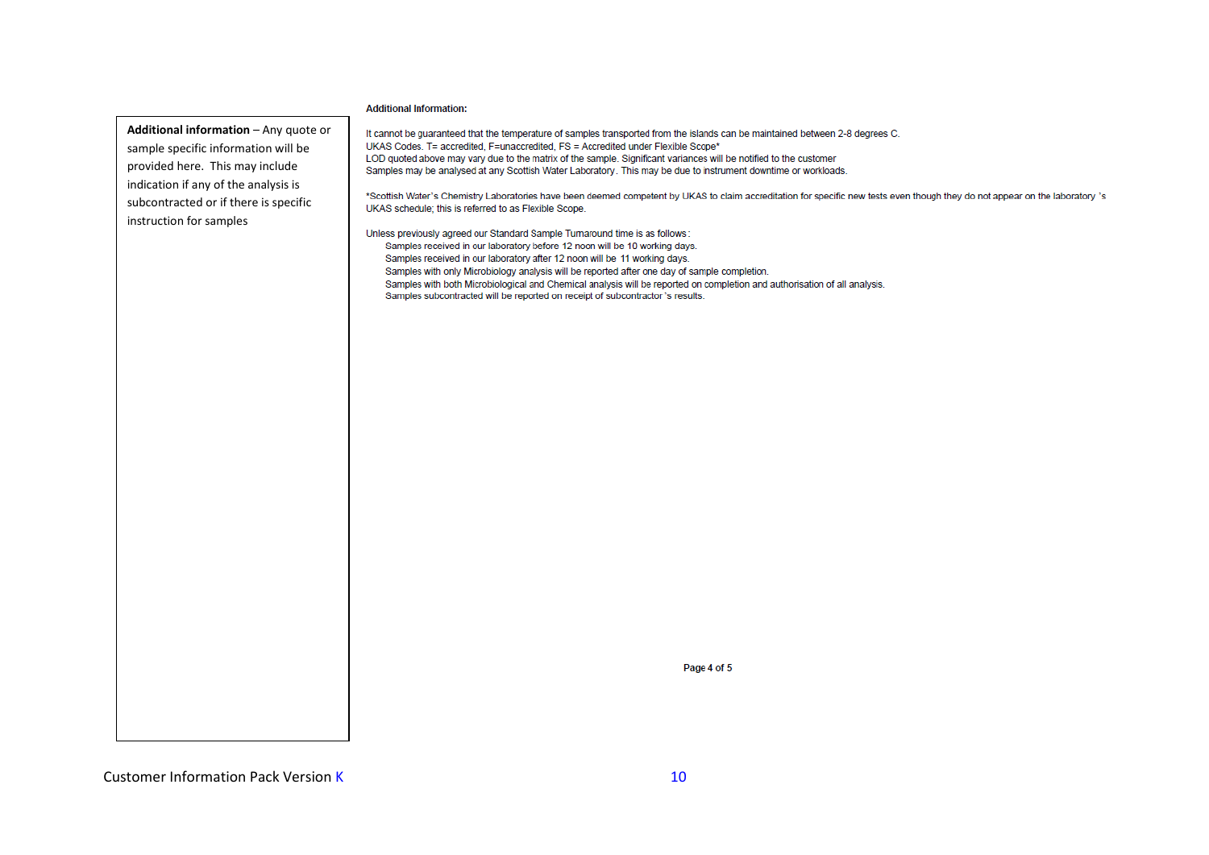**Additional information** – Any quote or sample specific information will be provided here. This may include indication if any of the analysis is subcontracted or if there is specific instruction for samples

**Additional Information:**

It cannot be guaranteed that the temperature of samples transported from the islands can be maintained between 2-8 degrees C.
UKAS Codes. T= accredited, F=unaccredited, FS = Accredited under Flexible Scope*
LOD quoted above may vary due to the matrix of the sample. Significant variances will be notified to the customer
Samples may be analysed at any Scottish Water Laboratory. This may be due to instrument downtime or workloads.

*Scottish Water's Chemistry Laboratories have been deemed competent by UKAS to claim accreditation for specific new tests even though they do not appear on the laboratory 's UKAS schedule; this is referred to as Flexible Scope.

Unless previously agreed our Standard Sample Turnaround time is as follows:

- Samples received in our laboratory before 12 noon will be 10 working days.
- Samples received in our laboratory after 12 noon will be 11 working days.
- Samples with only Microbiology analysis will be reported after one day of sample completion.
- Samples with both Microbiological and Chemical analysis will be reported on completion and authorisation of all analysis.
- Samples subcontracted will be reported on receipt of subcontractor 's results.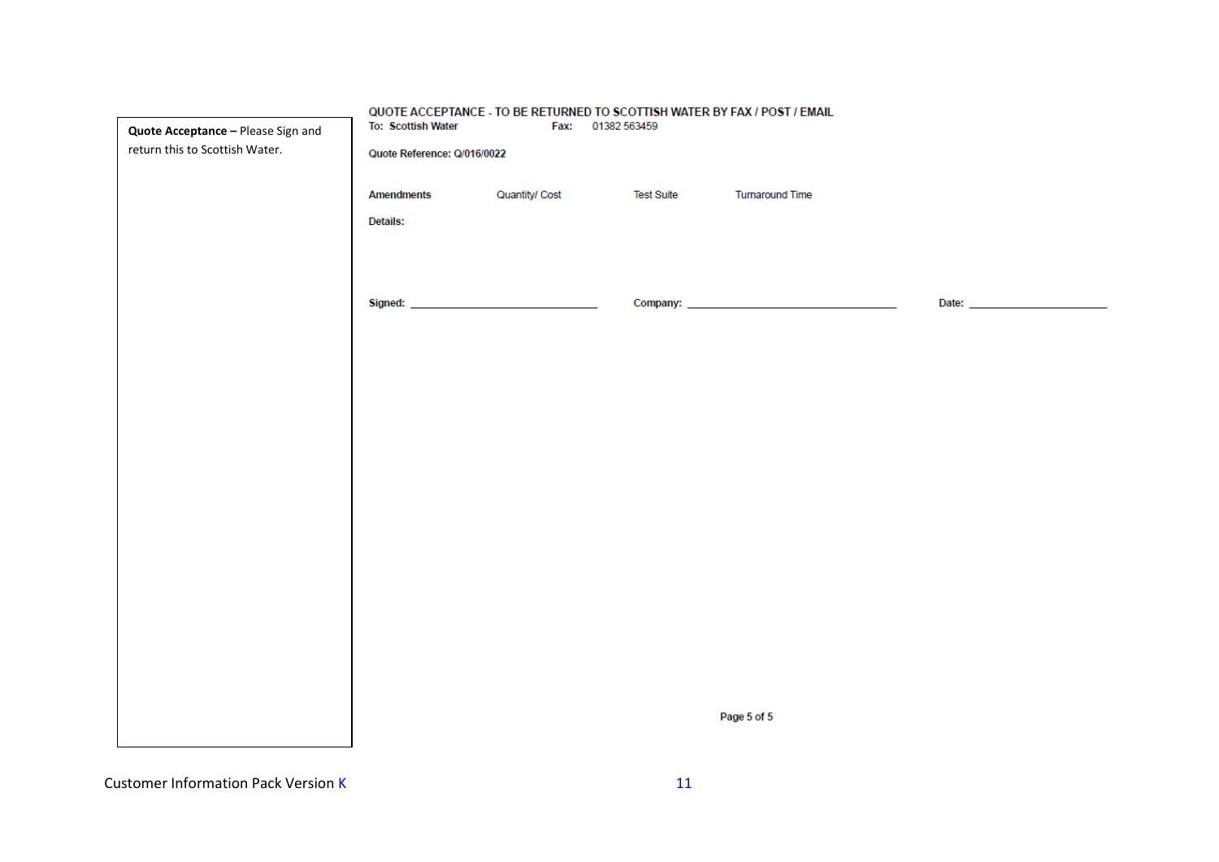**Quote Acceptance –** Please Sign and return this to Scottish Water.

QUOTE ACCEPTANCE - TO BE RETURNED TO SCOTTISH WATER BY FAX / POST / EMAIL

**To: Scottish Water** **Fax:** 01382 563459

**Quote Reference: Q/016/0022**

| **Amendments** | Quantity/ Cost | Test Suite | Turnaround Time |
|---|---|---|---|

**Details:**

**Signed:** ______________________________ **Company:** __________________________________ **Date:** ______________________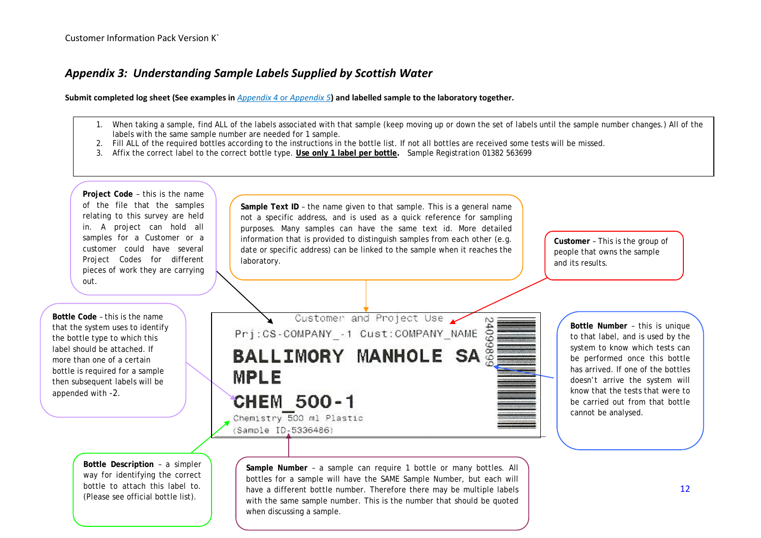## *Appendix 3: Understanding Sample Labels Supplied by Scottish Water*

**Submit completed log sheet (See examples in Appendix 4 or Appendix 5) and labelled sample to the laboratory together.**

1. When taking a sample, find ALL of the labels associated with that sample (keep moving up or down the set of labels until the sample number changes.) All of the labels with the same sample number are needed for 1 sample.
2. Fill ALL of the required bottles according to the instructions in the bottle list. If not all bottles are received some tests will be missed.
3. Affix the correct label to the correct bottle type. **Use only 1 label per bottle.** Sample Registration 01382 563699

**Project Code** – this is the name of the file that the samples relating to this survey are held in. A project can hold all samples for a Customer or a customer could have several Project Codes for different pieces of work they are carrying out.

**Sample Text ID** – the name given to that sample. This is a general name not a specific address, and is used as a quick reference for sampling purposes. Many samples can have the same text id. More detailed information that is provided to distinguish samples from each other (e.g. date or specific address) can be linked to the sample when it reaches the laboratory.

**Customer** – This is the group of people that owns the sample and its results.

**Bottle Code** – this is the name that the system uses to identify the bottle type to which this label should be attached. If more than one of a certain bottle is required for a sample then subsequent labels will be appended with -2.

Example label:

```
Customer and Project Use
Prj:CS-COMPANY_-1  Cust:COMPANY_NAME
BALLIMORY MANHOLE SAMPLE
CHEM_500-1
Chemistry 500 ml Plastic
(Sample ID-5336486)
24099899
```

**Bottle Number** – this is unique to that label, and is used by the system to know which tests can be performed once this bottle has arrived. If one of the bottles doesn't arrive the system will know that the tests that were to be carried out from that bottle cannot be analysed.

**Bottle Description** – a simpler way for identifying the correct bottle to attach this label to. (Please see official bottle list).

**Sample Number** – a sample can require 1 bottle or many bottles. All bottles for a sample will have the SAME Sample Number, but each will have a different bottle number. Therefore there may be multiple labels with the same sample number. This is the number that should be quoted when discussing a sample.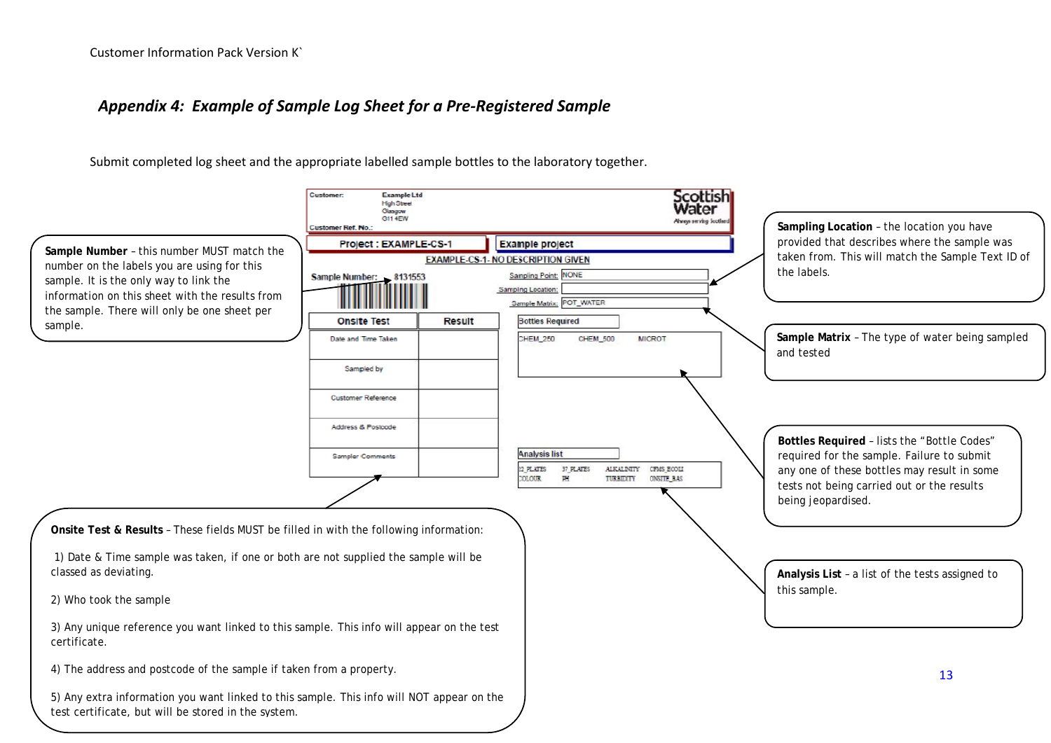## *Appendix 4: Example of Sample Log Sheet for a Pre-Registered Sample*

Submit completed log sheet and the appropriate labelled sample bottles to the laboratory together.

Customer: Example Ltd
High Street
Glasgow
G11 4EW

Customer Ref. No.:

Scottish Water
Always serving Scotland

Project : EXAMPLE-CS-1

Example project

EXAMPLE-CS-1- NO DESCRIPTION GIVEN

Sample Number: 8131553

Sampling Point: NONE

Sampling Location:

Sample Matrix: POT_WATER

| Onsite Test | Result |
|---|---|
| Date and Time Taken | |
| Sampled by | |
| Customer Reference | |
| Address & Postcode | |
| Sampler Comments | |

Bottles Required

CHEM_250 CHEM_500 MICROT

Analysis list

22_PLATES 37_PLATES ALKALINITY CFMS_ECOLI
COLOUR PH TURBIDITY ONSITE_BAS

**Sample Number** – this number MUST match the number on the labels you are using for this sample. It is the only way to link the information on this sheet with the results from the sample. There will only be one sheet per sample.

**Sampling Location** – the location you have provided that describes where the sample was taken from. This will match the Sample Text ID of the labels.

**Sample Matrix** – The type of water being sampled and tested

**Bottles Required** – lists the "Bottle Codes" required for the sample. Failure to submit any one of these bottles may result in some tests not being carried out or the results being jeopardised.

**Analysis List** – a list of the tests assigned to this sample.

**Onsite Test & Results** – These fields MUST be filled in with the following information:

1) Date & Time sample was taken, if one or both are not supplied the sample will be classed as deviating.

2) Who took the sample

3) Any unique reference you want linked to this sample. This info will appear on the test certificate.

4) The address and postcode of the sample if taken from a property.

5) Any extra information you want linked to this sample. This info will NOT appear on the test certificate, but will be stored in the system.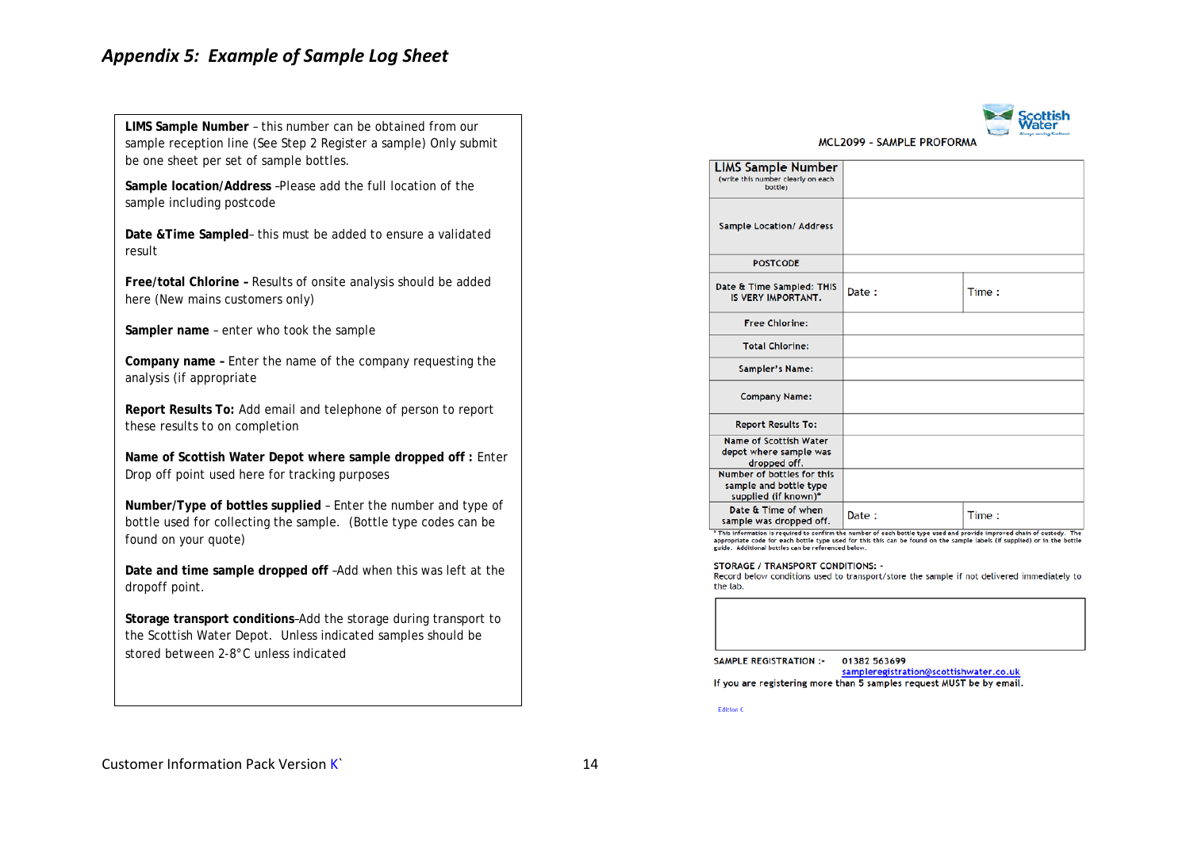## *Appendix 5: Example of Sample Log Sheet*

**LIMS Sample Number** – this number can be obtained from our sample reception line (See Step 2 Register a sample) Only submit be one sheet per set of sample bottles.

**Sample location/Address** –Please add the full location of the sample including postcode

**Date &Time Sampled**– this must be added to ensure a validated result

**Free/total Chlorine –** Results of onsite analysis should be added here (New mains customers only)

**Sampler name** – enter who took the sample

**Company name –** Enter the name of the company requesting the analysis (if appropriate

**Report Results To:** Add email and telephone of person to report these results to on completion

**Name of Scottish Water Depot where sample dropped off :** Enter Drop off point used here for tracking purposes

**Number/Type of bottles supplied** – Enter the number and type of bottle used for collecting the sample. (Bottle type codes can be found on your quote)

**Date and time sample dropped off** –Add when this was left at the dropoff point.

**Storage transport conditions**–Add the storage during transport to the Scottish Water Depot. Unless indicated samples should be stored between 2-8°C unless indicated

Scottish Water

MCL2099 - SAMPLE PROFORMA

| **LIMS Sample Number** (write this number clearly on each bottle) | | |
|---|---|---|
| Sample Location/ Address | | |
| POSTCODE | | |
| Date & Time Sampled: THIS IS VERY IMPORTANT. | Date : | Time : |
| Free Chlorine: | | |
| Total Chlorine: | | |
| Sampler's Name: | | |
| Company Name: | | |
| Report Results To: | | |
| Name of Scottish Water depot where sample was dropped off. | | |
| Number of bottles for this sample and bottle type supplied (if known)* | | |
| Date & Time of when sample was dropped off. | Date : | Time : |

* This information is required to confirm the number of each bottle type used and provide improved chain of custody. The appropriate code for each bottle type used for this this can be found on the sample labels (if supplied) or in the bottle guide. Additional bottles can be referenced below.

STORAGE / TRANSPORT CONDITIONS: -
Record below conditions used to transport/store the sample if not delivered immediately to the lab.

SAMPLE REGISTRATION :- 01382 563699
sampleregistration@scottishwater.co.uk
If you are registering more than 5 samples request MUST be by email.

Edition C

Customer Information Pack Version K`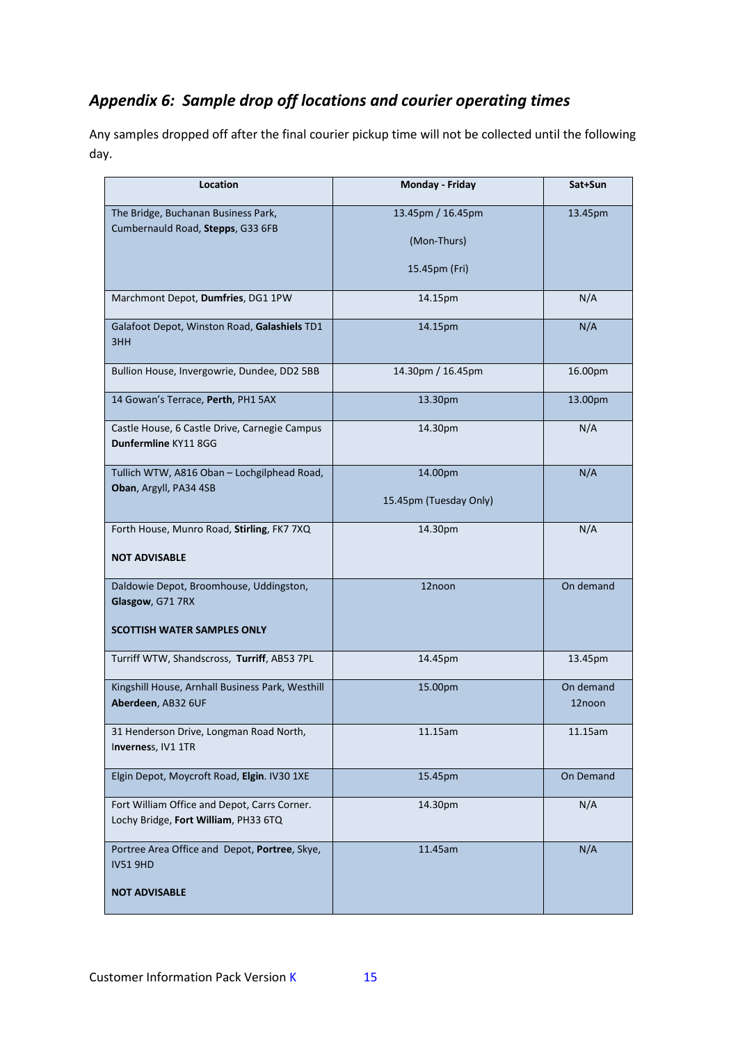## *Appendix 6: Sample drop off locations and courier operating times*

Any samples dropped off after the final courier pickup time will not be collected until the following day.

| Location | Monday - Friday | Sat+Sun |
|---|---|---|
| The Bridge, Buchanan Business Park, Cumbernauld Road, **Stepps**, G33 6FB | 13.45pm / 16.45pm (Mon-Thurs) 15.45pm (Fri) | 13.45pm |
| Marchmont Depot, **Dumfries**, DG1 1PW | 14.15pm | N/A |
| Galafoot Depot, Winston Road, **Galashiels** TD1 3HH | 14.15pm | N/A |
| Bullion House, Invergowrie, Dundee, DD2 5BB | 14.30pm / 16.45pm | 16.00pm |
| 14 Gowan's Terrace, **Perth**, PH1 5AX | 13.30pm | 13.00pm |
| Castle House, 6 Castle Drive, Carnegie Campus **Dunfermline** KY11 8GG | 14.30pm | N/A |
| Tullich WTW, A816 Oban – Lochgilphead Road, **Oban**, Argyll, PA34 4SB | 14.00pm 15.45pm (Tuesday Only) | N/A |
| Forth House, Munro Road, **Stirling**, FK7 7XQ **NOT ADVISABLE** | 14.30pm | N/A |
| Daldowie Depot, Broomhouse, Uddingston, **Glasgow**, G71 7RX **SCOTTISH WATER SAMPLES ONLY** | 12noon | On demand |
| Turriff WTW, Shandscross, **Turriff**, AB53 7PL | 14.45pm | 13.45pm |
| Kingshill House, Arnhall Business Park, Westhill **Aberdeen**, AB32 6UF | 15.00pm | On demand 12noon |
| 31 Henderson Drive, Longman Road North, **Inverness**, IV1 1TR | 11.15am | 11.15am |
| Elgin Depot, Moycroft Road, **Elgin**. IV30 1XE | 15.45pm | On Demand |
| Fort William Office and Depot, Carrs Corner. Lochy Bridge, **Fort William**, PH33 6TQ | 14.30pm | N/A |
| Portree Area Office and Depot, **Portree**, Skye, IV51 9HD **NOT ADVISABLE** | 11.45am | N/A |

Customer Information Pack Version K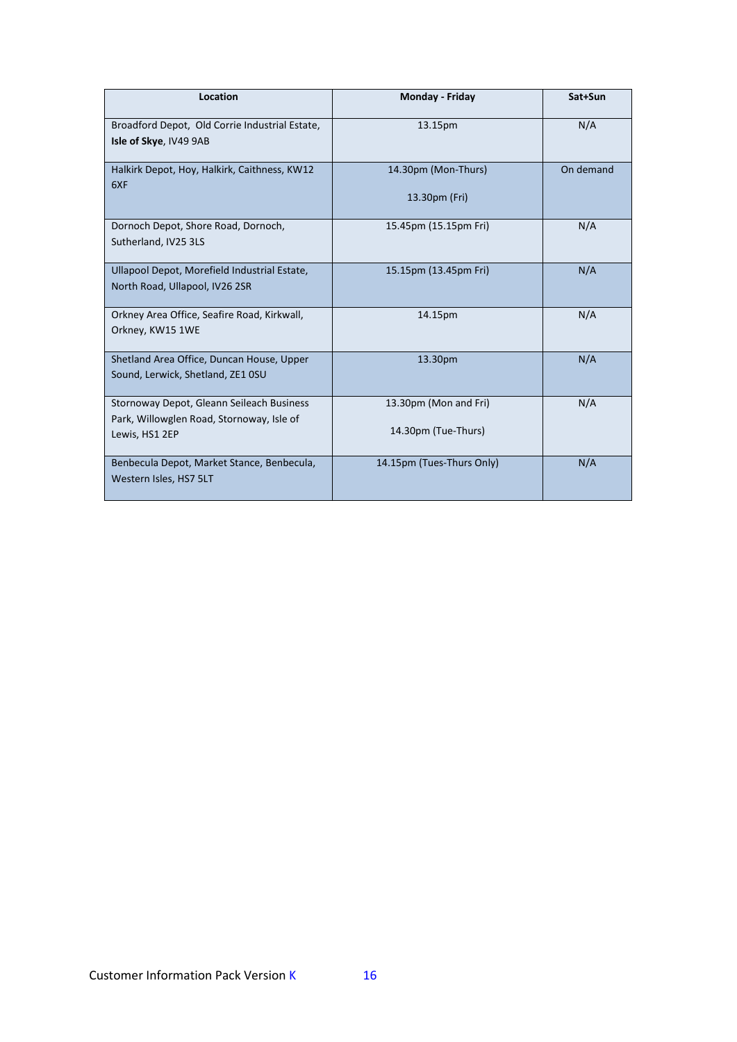| Location | Monday - Friday | Sat+Sun |
|---|---|---|
| Broadford Depot, Old Corrie Industrial Estate, **Isle of Skye**, IV49 9AB | 13.15pm | N/A |
| Halkirk Depot, Hoy, Halkirk, Caithness, KW12 6XF | 14.30pm (Mon-Thurs)<br><br>13.30pm (Fri) | On demand |
| Dornoch Depot, Shore Road, Dornoch, Sutherland, IV25 3LS | 15.45pm (15.15pm Fri) | N/A |
| Ullapool Depot, Morefield Industrial Estate, North Road, Ullapool, IV26 2SR | 15.15pm (13.45pm Fri) | N/A |
| Orkney Area Office, Seafire Road, Kirkwall, Orkney, KW15 1WE | 14.15pm | N/A |
| Shetland Area Office, Duncan House, Upper Sound, Lerwick, Shetland, ZE1 0SU | 13.30pm | N/A |
| Stornoway Depot, Gleann Seileach Business Park, Willowglen Road, Stornoway, Isle of Lewis, HS1 2EP | 13.30pm (Mon and Fri)<br><br>14.30pm (Tue-Thurs) | N/A |
| Benbecula Depot, Market Stance, Benbecula, Western Isles, HS7 5LT | 14.15pm (Tues-Thurs Only) | N/A |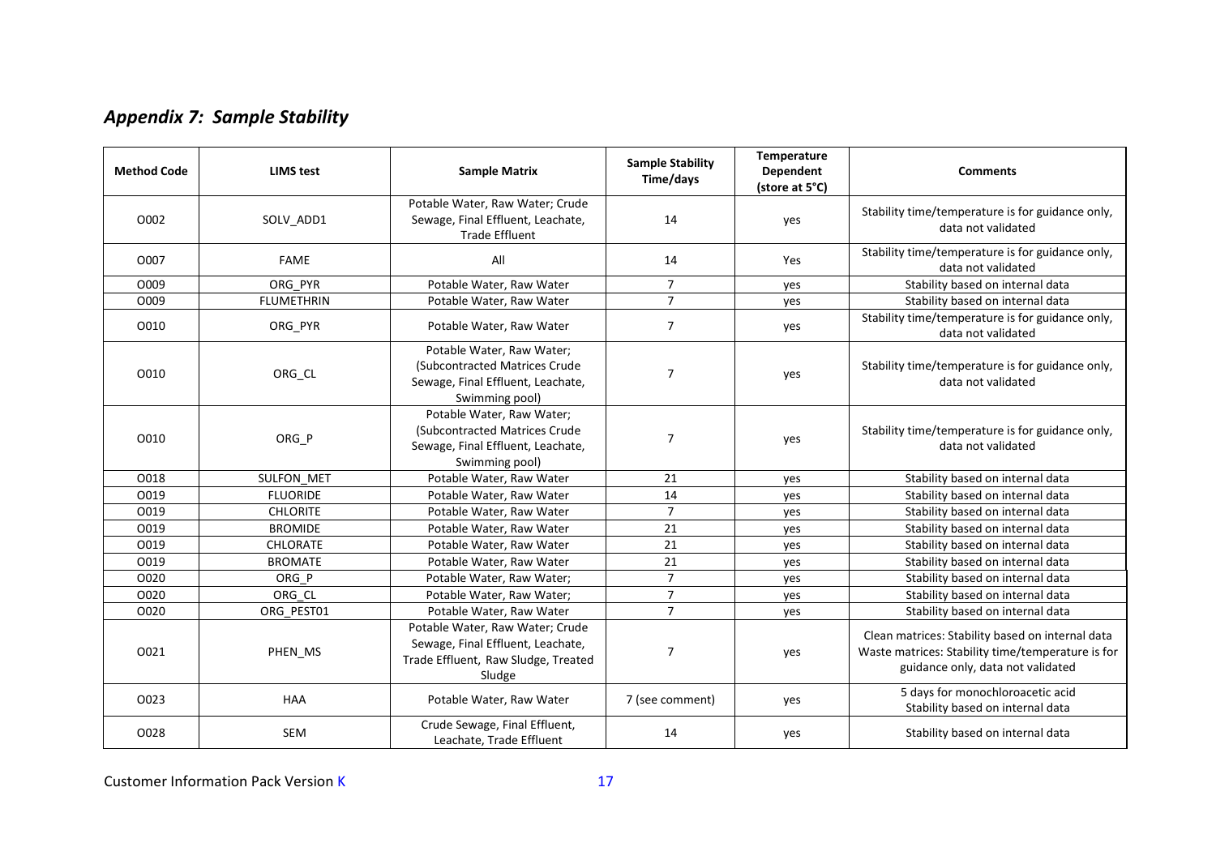## *Appendix 7: Sample Stability*

| Method Code | LIMS test | Sample Matrix | Sample Stability Time/days | Temperature Dependent (store at 5°C) | Comments |
|---|---|---|---|---|---|
| O002 | SOLV_ADD1 | Potable Water, Raw Water; Crude Sewage, Final Effluent, Leachate, Trade Effluent | 14 | yes | Stability time/temperature is for guidance only, data not validated |
| O007 | FAME | All | 14 | Yes | Stability time/temperature is for guidance only, data not validated |
| O009 | ORG_PYR | Potable Water, Raw Water | 7 | yes | Stability based on internal data |
| O009 | FLUMETHRIN | Potable Water, Raw Water | 7 | yes | Stability based on internal data |
| O010 | ORG_PYR | Potable Water, Raw Water | 7 | yes | Stability time/temperature is for guidance only, data not validated |
| O010 | ORG_CL | Potable Water, Raw Water; (Subcontracted Matrices Crude Sewage, Final Effluent, Leachate, Swimming pool) | 7 | yes | Stability time/temperature is for guidance only, data not validated |
| O010 | ORG_P | Potable Water, Raw Water; (Subcontracted Matrices Crude Sewage, Final Effluent, Leachate, Swimming pool) | 7 | yes | Stability time/temperature is for guidance only, data not validated |
| O018 | SULFON_MET | Potable Water, Raw Water | 21 | yes | Stability based on internal data |
| O019 | FLUORIDE | Potable Water, Raw Water | 14 | yes | Stability based on internal data |
| O019 | CHLORITE | Potable Water, Raw Water | 7 | yes | Stability based on internal data |
| O019 | BROMIDE | Potable Water, Raw Water | 21 | yes | Stability based on internal data |
| O019 | CHLORATE | Potable Water, Raw Water | 21 | yes | Stability based on internal data |
| O019 | BROMATE | Potable Water, Raw Water | 21 | yes | Stability based on internal data |
| O020 | ORG_P | Potable Water, Raw Water; | 7 | yes | Stability based on internal data |
| O020 | ORG_CL | Potable Water, Raw Water; | 7 | yes | Stability based on internal data |
| O020 | ORG_PEST01 | Potable Water, Raw Water | 7 | yes | Stability based on internal data |
| O021 | PHEN_MS | Potable Water, Raw Water; Crude Sewage, Final Effluent, Leachate, Trade Effluent, Raw Sludge, Treated Sludge | 7 | yes | Clean matrices: Stability based on internal data Waste matrices: Stability time/temperature is for guidance only, data not validated |
| O023 | HAA | Potable Water, Raw Water | 7 (see comment) | yes | 5 days for monochloroacetic acid Stability based on internal data |
| O028 | SEM | Crude Sewage, Final Effluent, Leachate, Trade Effluent | 14 | yes | Stability based on internal data |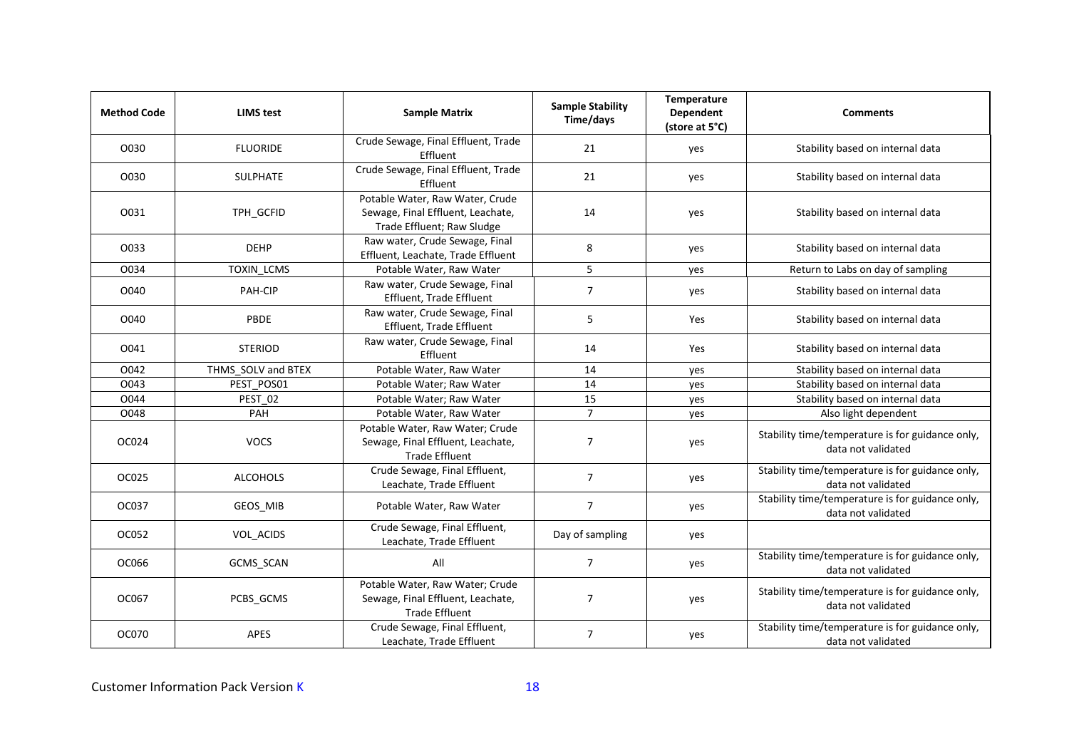| Method Code | LIMS test | Sample Matrix | Sample Stability Time/days | Temperature Dependent (store at 5°C) | Comments |
|---|---|---|---|---|---|
| O030 | FLUORIDE | Crude Sewage, Final Effluent, Trade Effluent | 21 | yes | Stability based on internal data |
| O030 | SULPHATE | Crude Sewage, Final Effluent, Trade Effluent | 21 | yes | Stability based on internal data |
| O031 | TPH_GCFID | Potable Water, Raw Water, Crude Sewage, Final Effluent, Leachate, Trade Effluent; Raw Sludge | 14 | yes | Stability based on internal data |
| O033 | DEHP | Raw water, Crude Sewage, Final Effluent, Leachate, Trade Effluent | 8 | yes | Stability based on internal data |
| O034 | TOXIN_LCMS | Potable Water, Raw Water | 5 | yes | Return to Labs on day of sampling |
| O040 | PAH-CIP | Raw water, Crude Sewage, Final Effluent, Trade Effluent | 7 | yes | Stability based on internal data |
| O040 | PBDE | Raw water, Crude Sewage, Final Effluent, Trade Effluent | 5 | Yes | Stability based on internal data |
| O041 | STERIOD | Raw water, Crude Sewage, Final Effluent | 14 | Yes | Stability based on internal data |
| O042 | THMS_SOLV and BTEX | Potable Water, Raw Water | 14 | yes | Stability based on internal data |
| O043 | PEST_POS01 | Potable Water; Raw Water | 14 | yes | Stability based on internal data |
| O044 | PEST_02 | Potable Water; Raw Water | 15 | yes | Stability based on internal data |
| O048 | PAH | Potable Water, Raw Water | 7 | yes | Also light dependent |
| OC024 | VOCS | Potable Water, Raw Water; Crude Sewage, Final Effluent, Leachate, Trade Effluent | 7 | yes | Stability time/temperature is for guidance only, data not validated |
| OC025 | ALCOHOLS | Crude Sewage, Final Effluent, Leachate, Trade Effluent | 7 | yes | Stability time/temperature is for guidance only, data not validated |
| OC037 | GEOS_MIB | Potable Water, Raw Water | 7 | yes | Stability time/temperature is for guidance only, data not validated |
| OC052 | VOL_ACIDS | Crude Sewage, Final Effluent, Leachate, Trade Effluent | Day of sampling | yes | |
| OC066 | GCMS_SCAN | All | 7 | yes | Stability time/temperature is for guidance only, data not validated |
| OC067 | PCBS_GCMS | Potable Water, Raw Water; Crude Sewage, Final Effluent, Leachate, Trade Effluent | 7 | yes | Stability time/temperature is for guidance only, data not validated |
| OC070 | APES | Crude Sewage, Final Effluent, Leachate, Trade Effluent | 7 | yes | Stability time/temperature is for guidance only, data not validated |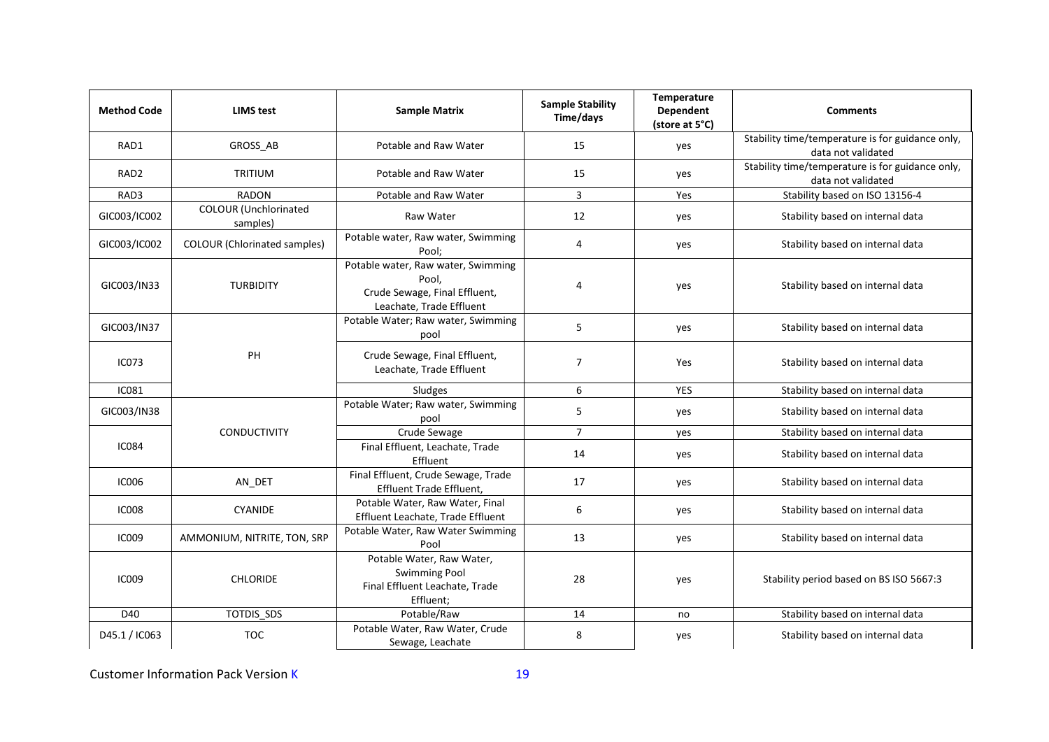| Method Code | LIMS test | Sample Matrix | Sample Stability Time/days | Temperature Dependent (store at 5°C) | Comments |
| --- | --- | --- | --- | --- | --- |
| RAD1 | GROSS_AB | Potable and Raw Water | 15 | yes | Stability time/temperature is for guidance only, data not validated |
| RAD2 | TRITIUM | Potable and Raw Water | 15 | yes | Stability time/temperature is for guidance only, data not validated |
| RAD3 | RADON | Potable and Raw Water | 3 | Yes | Stability based on ISO 13156-4 |
| GIC003/IC002 | COLOUR (Unchlorinated samples) | Raw Water | 12 | yes | Stability based on internal data |
| GIC003/IC002 | COLOUR (Chlorinated samples) | Potable water, Raw water, Swimming Pool; | 4 | yes | Stability based on internal data |
| GIC003/IN33 | TURBIDITY | Potable water, Raw water, Swimming Pool, Crude Sewage, Final Effluent, Leachate, Trade Effluent | 4 | yes | Stability based on internal data |
| GIC003/IN37 | PH | Potable Water; Raw water, Swimming pool | 5 | yes | Stability based on internal data |
| IC073 | | Crude Sewage, Final Effluent, Leachate, Trade Effluent | 7 | Yes | Stability based on internal data |
| IC081 | | Sludges | 6 | YES | Stability based on internal data |
| GIC003/IN38 | CONDUCTIVITY | Potable Water; Raw water, Swimming pool | 5 | yes | Stability based on internal data |
| IC084 | | Crude Sewage | 7 | yes | Stability based on internal data |
| | | Final Effluent, Leachate, Trade Effluent | 14 | yes | Stability based on internal data |
| IC006 | AN_DET | Final Effluent, Crude Sewage, Trade Effluent Trade Effluent, | 17 | yes | Stability based on internal data |
| IC008 | CYANIDE | Potable Water, Raw Water, Final Effluent Leachate, Trade Effluent | 6 | yes | Stability based on internal data |
| IC009 | AMMONIUM, NITRITE, TON, SRP | Potable Water, Raw Water Swimming Pool | 13 | yes | Stability based on internal data |
| IC009 | CHLORIDE | Potable Water, Raw Water, Swimming Pool Final Effluent Leachate, Trade Effluent; | 28 | yes | Stability period based on BS ISO 5667:3 |
| D40 | TOTDIS_SDS | Potable/Raw | 14 | no | Stability based on internal data |
| D45.1 / IC063 | TOC | Potable Water, Raw Water, Crude Sewage, Leachate | 8 | yes | Stability based on internal data |

Customer Information Pack Version K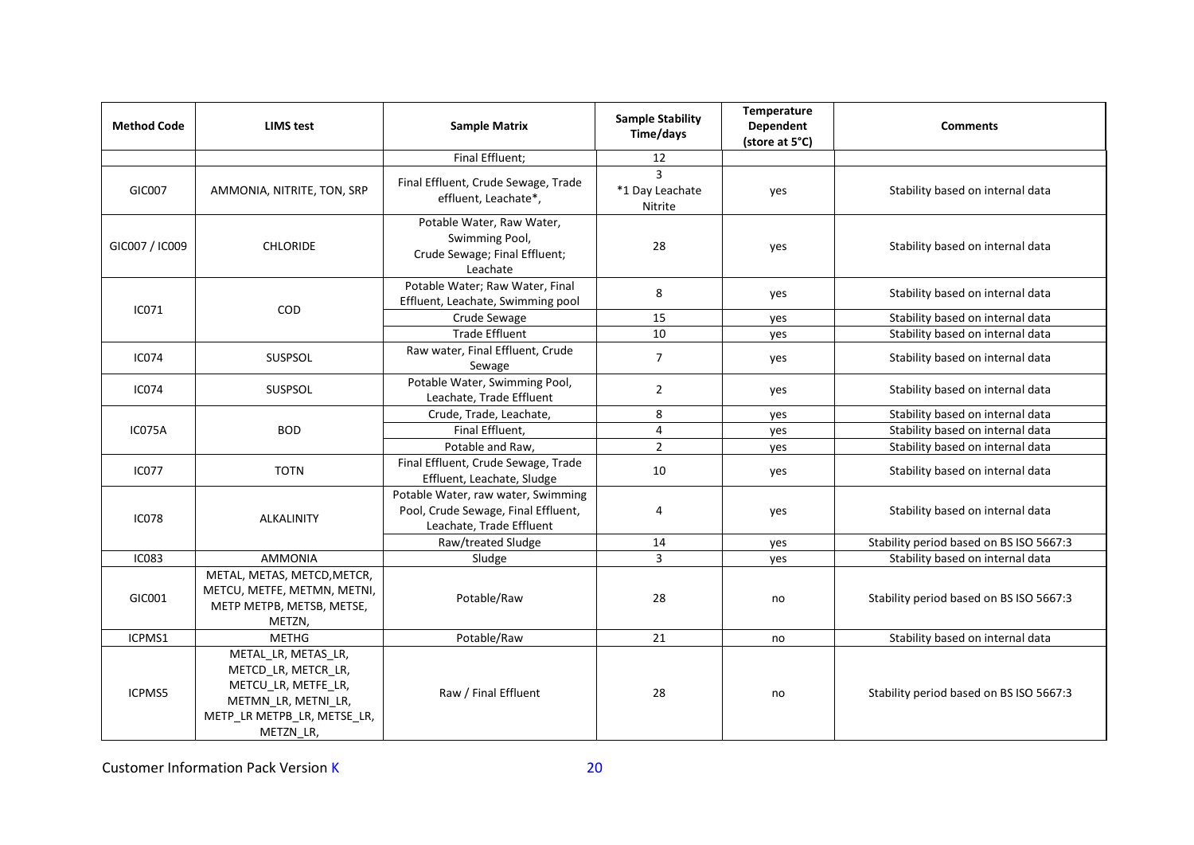| Method Code | LIMS test | Sample Matrix | Sample Stability Time/days | Temperature Dependent (store at 5°C) | Comments |
|---|---|---|---|---|---|
| | | Final Effluent; | 12 | | |
| GIC007 | AMMONIA, NITRITE, TON, SRP | Final Effluent, Crude Sewage, Trade effluent, Leachate*, | 3 *1 Day Leachate Nitrite | yes | Stability based on internal data |
| GIC007 / IC009 | CHLORIDE | Potable Water, Raw Water, Swimming Pool, Crude Sewage; Final Effluent; Leachate | 28 | yes | Stability based on internal data |
| IC071 | COD | Potable Water; Raw Water, Final Effluent, Leachate, Swimming pool | 8 | yes | Stability based on internal data |
| | | Crude Sewage | 15 | yes | Stability based on internal data |
| | | Trade Effluent | 10 | yes | Stability based on internal data |
| IC074 | SUSPSOL | Raw water, Final Effluent, Crude Sewage | 7 | yes | Stability based on internal data |
| IC074 | SUSPSOL | Potable Water, Swimming Pool, Leachate, Trade Effluent | 2 | yes | Stability based on internal data |
| IC075A | BOD | Crude, Trade, Leachate, | 8 | yes | Stability based on internal data |
| | | Final Effluent, | 4 | yes | Stability based on internal data |
| | | Potable and Raw, | 2 | yes | Stability based on internal data |
| IC077 | TOTN | Final Effluent, Crude Sewage, Trade Effluent, Leachate, Sludge | 10 | yes | Stability based on internal data |
| IC078 | ALKALINITY | Potable Water, raw water, Swimming Pool, Crude Sewage, Final Effluent, Leachate, Trade Effluent | 4 | yes | Stability based on internal data |
| | | Raw/treated Sludge | 14 | yes | Stability period based on BS ISO 5667:3 |
| IC083 | AMMONIA | Sludge | 3 | yes | Stability based on internal data |
| GIC001 | METAL, METAS, METCD,METCR, METCU, METFE, METMN, METNI, METP METPB, METSB, METSE, METZN, | Potable/Raw | 28 | no | Stability period based on BS ISO 5667:3 |
| ICPMS1 | METHG | Potable/Raw | 21 | no | Stability based on internal data |
| ICPMS5 | METAL_LR, METAS_LR, METCD_LR, METCR_LR, METCU_LR, METFE_LR, METMN_LR, METNI_LR, METP_LR METPB_LR, METSE_LR, METZN_LR, | Raw / Final Effluent | 28 | no | Stability period based on BS ISO 5667:3 |

Customer Information Pack Version K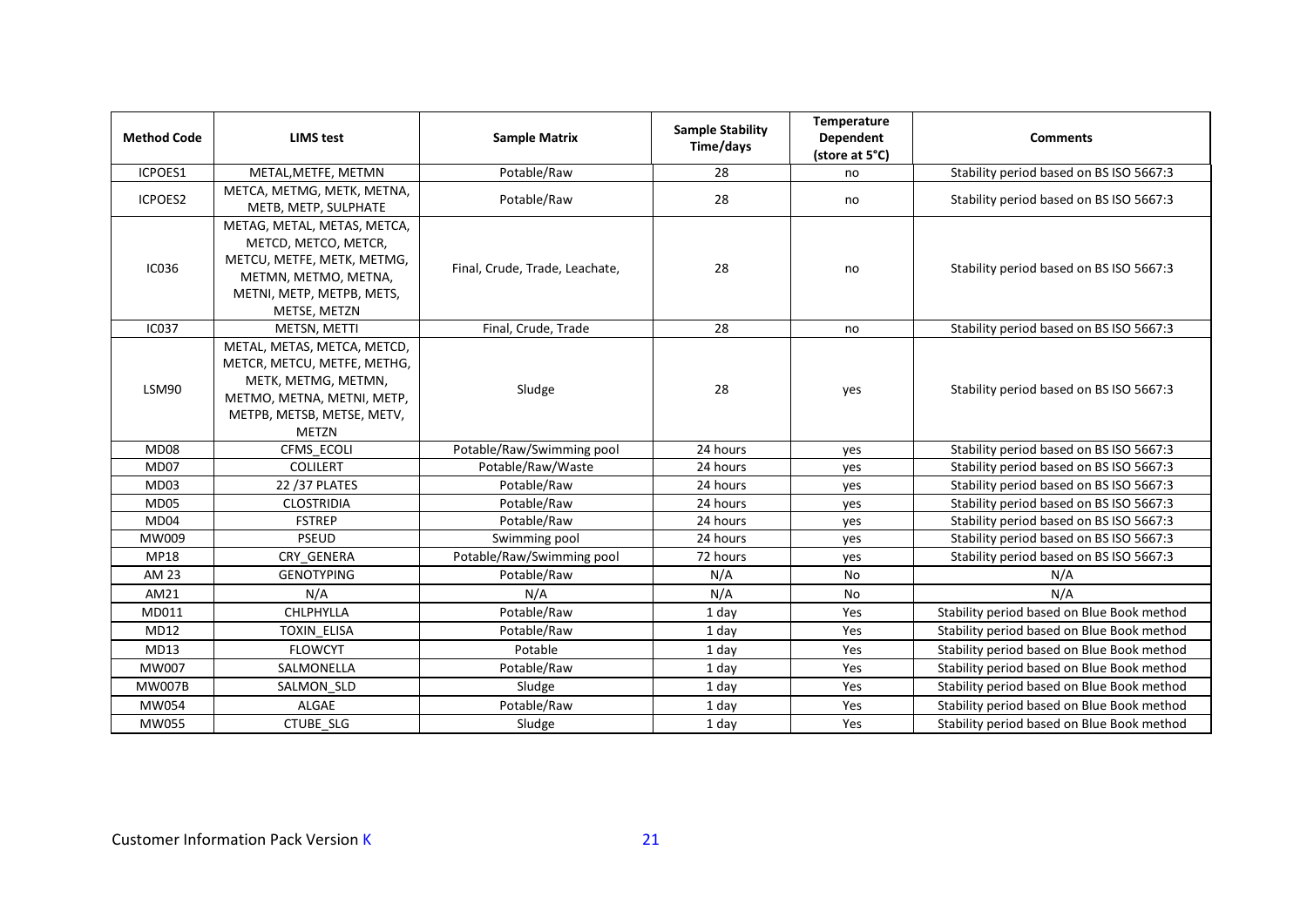| Method Code | LIMS test | Sample Matrix | Sample Stability Time/days | Temperature Dependent (store at 5°C) | Comments |
|---|---|---|---|---|---|
| ICPOES1 | METAL,METFE, METMN | Potable/Raw | 28 | no | Stability period based on BS ISO 5667:3 |
| ICPOES2 | METCA, METMG, METK, METNA, METB, METP, SULPHATE | Potable/Raw | 28 | no | Stability period based on BS ISO 5667:3 |
| IC036 | METAG, METAL, METAS, METCA, METCD, METCO, METCR, METCU, METFE, METK, METMG, METMN, METMO, METNA, METNI, METP, METPB, METS, METSE, METZN | Final, Crude, Trade, Leachate, | 28 | no | Stability period based on BS ISO 5667:3 |
| IC037 | METSN, METTI | Final, Crude, Trade | 28 | no | Stability period based on BS ISO 5667:3 |
| LSM90 | METAL, METAS, METCA, METCD, METCR, METCU, METFE, METHG, METK, METMG, METMN, METMO, METNA, METNI, METP, METPB, METSB, METSE, METV, METZN | Sludge | 28 | yes | Stability period based on BS ISO 5667:3 |
| MD08 | CFMS_ECOLI | Potable/Raw/Swimming pool | 24 hours | yes | Stability period based on BS ISO 5667:3 |
| MD07 | COLILERT | Potable/Raw/Waste | 24 hours | yes | Stability period based on BS ISO 5667:3 |
| MD03 | 22 /37 PLATES | Potable/Raw | 24 hours | yes | Stability period based on BS ISO 5667:3 |
| MD05 | CLOSTRIDIA | Potable/Raw | 24 hours | yes | Stability period based on BS ISO 5667:3 |
| MD04 | FSTREP | Potable/Raw | 24 hours | yes | Stability period based on BS ISO 5667:3 |
| MW009 | PSEUD | Swimming pool | 24 hours | yes | Stability period based on BS ISO 5667:3 |
| MP18 | CRY_GENERA | Potable/Raw/Swimming pool | 72 hours | yes | Stability period based on BS ISO 5667:3 |
| AM 23 | GENOTYPING | Potable/Raw | N/A | No | N/A |
| AM21 | N/A | N/A | N/A | No | N/A |
| MD011 | CHLPHYLLA | Potable/Raw | 1 day | Yes | Stability period based on Blue Book method |
| MD12 | TOXIN_ELISA | Potable/Raw | 1 day | Yes | Stability period based on Blue Book method |
| MD13 | FLOWCYT | Potable | 1 day | Yes | Stability period based on Blue Book method |
| MW007 | SALMONELLA | Potable/Raw | 1 day | Yes | Stability period based on Blue Book method |
| MW007B | SALMON_SLD | Sludge | 1 day | Yes | Stability period based on Blue Book method |
| MW054 | ALGAE | Potable/Raw | 1 day | Yes | Stability period based on Blue Book method |
| MW055 | CTUBE_SLG | Sludge | 1 day | Yes | Stability period based on Blue Book method |